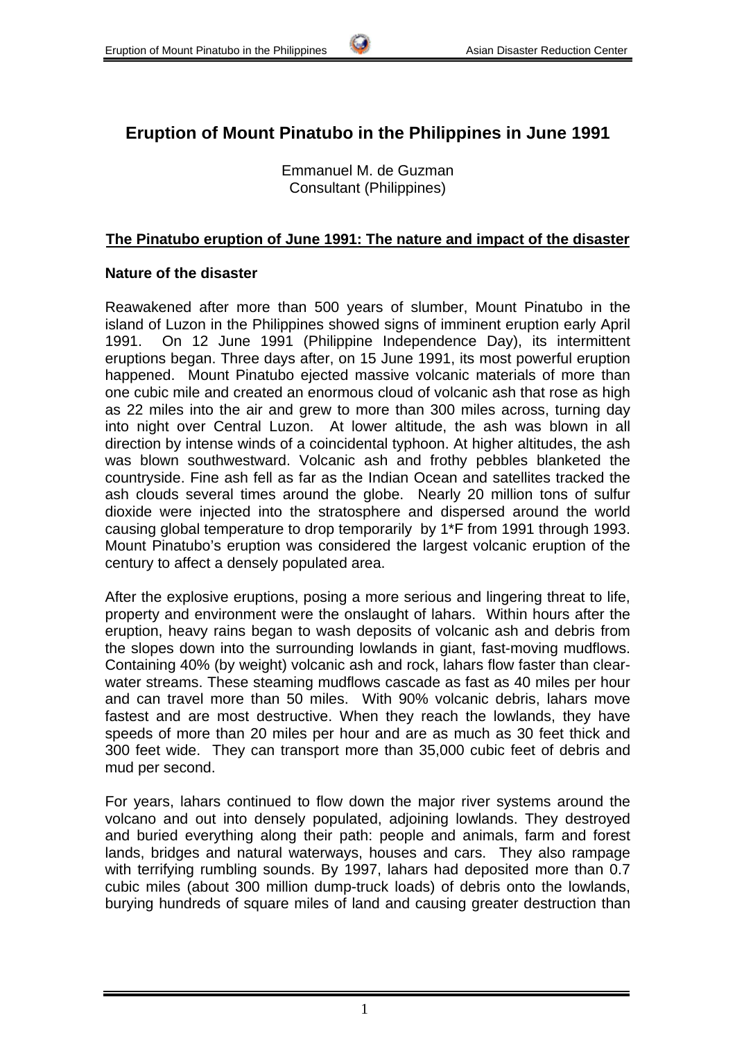# Eruption of Mount Pinatubo in the Philippines in June 1991

Emmanuel M. de Guzman
Consultant (Philippines)

## The Pinatubo eruption of June 1991: The nature and impact of the disaster

### Nature of the disaster

Reawakened after more than 500 years of slumber, Mount Pinatubo in the island of Luzon in the Philippines showed signs of imminent eruption early April 1991. On 12 June 1991 (Philippine Independence Day), its intermittent eruptions began. Three days after, on 15 June 1991, its most powerful eruption happened. Mount Pinatubo ejected massive volcanic materials of more than one cubic mile and created an enormous cloud of volcanic ash that rose as high as 22 miles into the air and grew to more than 300 miles across, turning day into night over Central Luzon. At lower altitude, the ash was blown in all direction by intense winds of a coincidental typhoon. At higher altitudes, the ash was blown southwestward. Volcanic ash and frothy pebbles blanketed the countryside. Fine ash fell as far as the Indian Ocean and satellites tracked the ash clouds several times around the globe. Nearly 20 million tons of sulfur dioxide were injected into the stratosphere and dispersed around the world causing global temperature to drop temporarily by 1*F from 1991 through 1993. Mount Pinatubo's eruption was considered the largest volcanic eruption of the century to affect a densely populated area.

After the explosive eruptions, posing a more serious and lingering threat to life, property and environment were the onslaught of lahars. Within hours after the eruption, heavy rains began to wash deposits of volcanic ash and debris from the slopes down into the surrounding lowlands in giant, fast-moving mudflows. Containing 40% (by weight) volcanic ash and rock, lahars flow faster than clear-water streams. These steaming mudflows cascade as fast as 40 miles per hour and can travel more than 50 miles. With 90% volcanic debris, lahars move fastest and are most destructive. When they reach the lowlands, they have speeds of more than 20 miles per hour and are as much as 30 feet thick and 300 feet wide. They can transport more than 35,000 cubic feet of debris and mud per second.

For years, lahars continued to flow down the major river systems around the volcano and out into densely populated, adjoining lowlands. They destroyed and buried everything along their path: people and animals, farm and forest lands, bridges and natural waterways, houses and cars. They also rampage with terrifying rumbling sounds. By 1997, lahars had deposited more than 0.7 cubic miles (about 300 million dump-truck loads) of debris onto the lowlands, burying hundreds of square miles of land and causing greater destruction than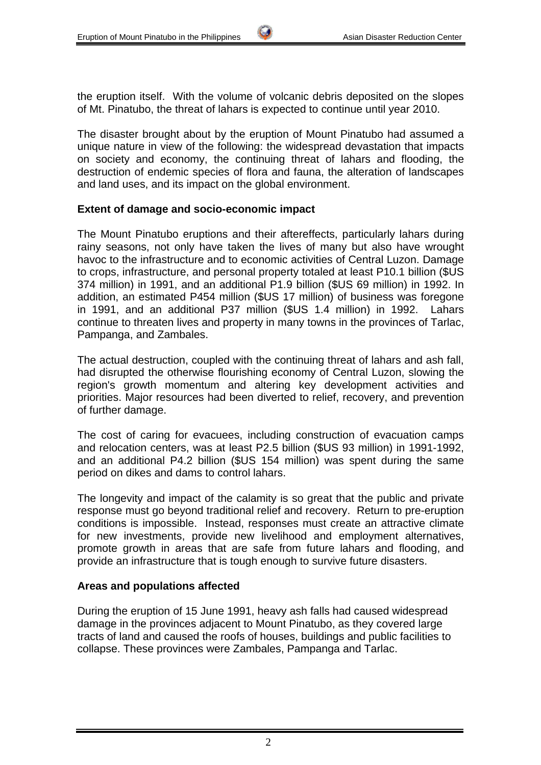the eruption itself. With the volume of volcanic debris deposited on the slopes of Mt. Pinatubo, the threat of lahars is expected to continue until year 2010.

The disaster brought about by the eruption of Mount Pinatubo had assumed a unique nature in view of the following: the widespread devastation that impacts on society and economy, the continuing threat of lahars and flooding, the destruction of endemic species of flora and fauna, the alteration of landscapes and land uses, and its impact on the global environment.

**Extent of damage and socio-economic impact**

The Mount Pinatubo eruptions and their aftereffects, particularly lahars during rainy seasons, not only have taken the lives of many but also have wrought havoc to the infrastructure and to economic activities of Central Luzon. Damage to crops, infrastructure, and personal property totaled at least P10.1 billion ($US 374 million) in 1991, and an additional P1.9 billion ($US 69 million) in 1992. In addition, an estimated P454 million ($US 17 million) of business was foregone in 1991, and an additional P37 million ($US 1.4 million) in 1992. Lahars continue to threaten lives and property in many towns in the provinces of Tarlac, Pampanga, and Zambales.

The actual destruction, coupled with the continuing threat of lahars and ash fall, had disrupted the otherwise flourishing economy of Central Luzon, slowing the region's growth momentum and altering key development activities and priorities. Major resources had been diverted to relief, recovery, and prevention of further damage.

The cost of caring for evacuees, including construction of evacuation camps and relocation centers, was at least P2.5 billion ($US 93 million) in 1991-1992, and an additional P4.2 billion ($US 154 million) was spent during the same period on dikes and dams to control lahars.

The longevity and impact of the calamity is so great that the public and private response must go beyond traditional relief and recovery. Return to pre-eruption conditions is impossible. Instead, responses must create an attractive climate for new investments, provide new livelihood and employment alternatives, promote growth in areas that are safe from future lahars and flooding, and provide an infrastructure that is tough enough to survive future disasters.

**Areas and populations affected**

During the eruption of 15 June 1991, heavy ash falls had caused widespread damage in the provinces adjacent to Mount Pinatubo, as they covered large tracts of land and caused the roofs of houses, buildings and public facilities to collapse. These provinces were Zambales, Pampanga and Tarlac.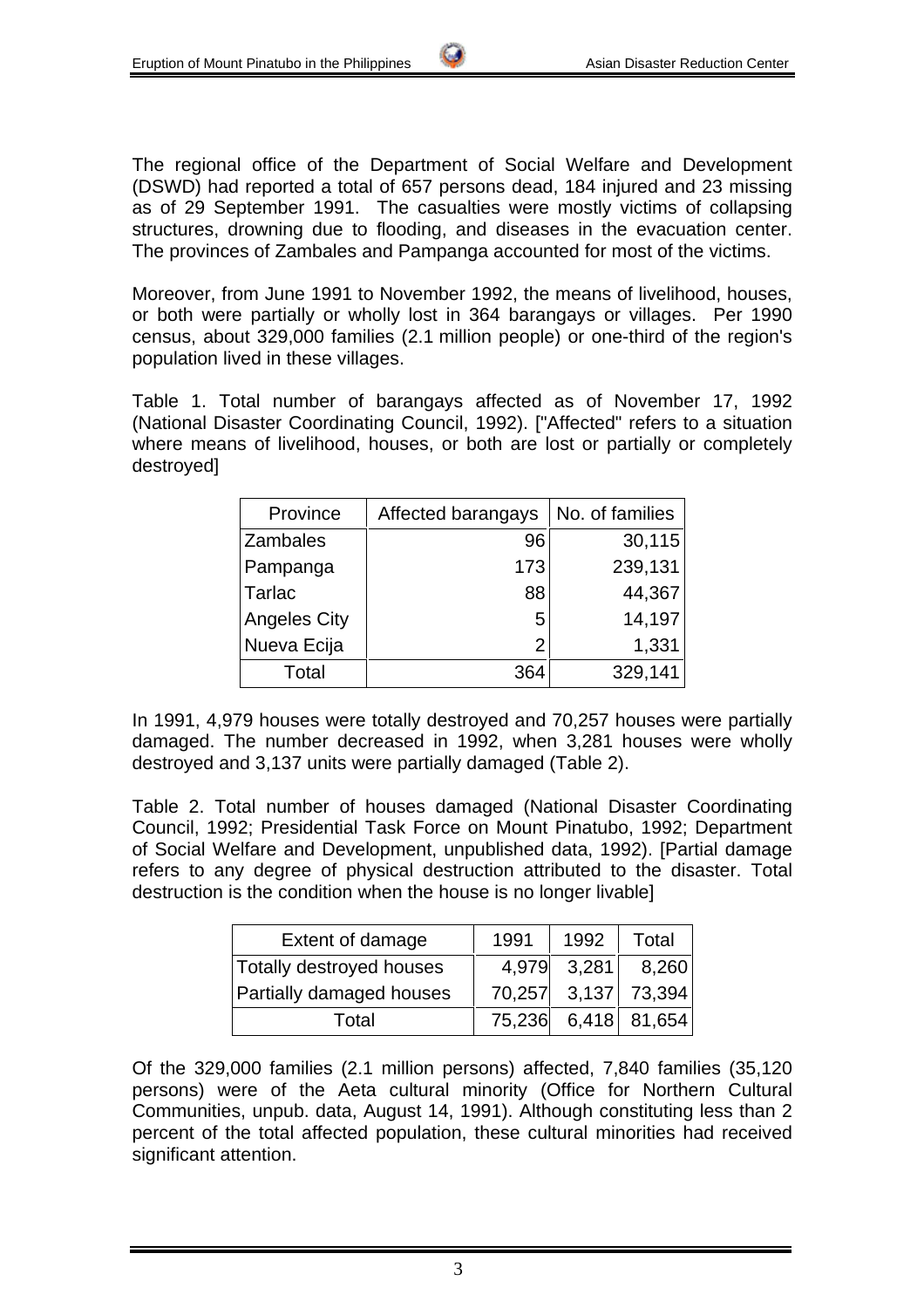The regional office of the Department of Social Welfare and Development (DSWD) had reported a total of 657 persons dead, 184 injured and 23 missing as of 29 September 1991. The casualties were mostly victims of collapsing structures, drowning due to flooding, and diseases in the evacuation center. The provinces of Zambales and Pampanga accounted for most of the victims.

Moreover, from June 1991 to November 1992, the means of livelihood, houses, or both were partially or wholly lost in 364 barangays or villages. Per 1990 census, about 329,000 families (2.1 million people) or one-third of the region's population lived in these villages.

Table 1. Total number of barangays affected as of November 17, 1992 (National Disaster Coordinating Council, 1992). ["Affected" refers to a situation where means of livelihood, houses, or both are lost or partially or completely destroyed]

| Province | Affected barangays | No. of families |
|---|---|---|
| Zambales | 96 | 30,115 |
| Pampanga | 173 | 239,131 |
| Tarlac | 88 | 44,367 |
| Angeles City | 5 | 14,197 |
| Nueva Ecija | 2 | 1,331 |
| Total | 364 | 329,141 |

In 1991, 4,979 houses were totally destroyed and 70,257 houses were partially damaged. The number decreased in 1992, when 3,281 houses were wholly destroyed and 3,137 units were partially damaged (Table 2).

Table 2. Total number of houses damaged (National Disaster Coordinating Council, 1992; Presidential Task Force on Mount Pinatubo, 1992; Department of Social Welfare and Development, unpublished data, 1992). [Partial damage refers to any degree of physical destruction attributed to the disaster. Total destruction is the condition when the house is no longer livable]

| Extent of damage | 1991 | 1992 | Total |
|---|---|---|---|
| Totally destroyed houses | 4,979 | 3,281 | 8,260 |
| Partially damaged houses | 70,257 | 3,137 | 73,394 |
| Total | 75,236 | 6,418 | 81,654 |

Of the 329,000 families (2.1 million persons) affected, 7,840 families (35,120 persons) were of the Aeta cultural minority (Office for Northern Cultural Communities, unpub. data, August 14, 1991). Although constituting less than 2 percent of the total affected population, these cultural minorities had received significant attention.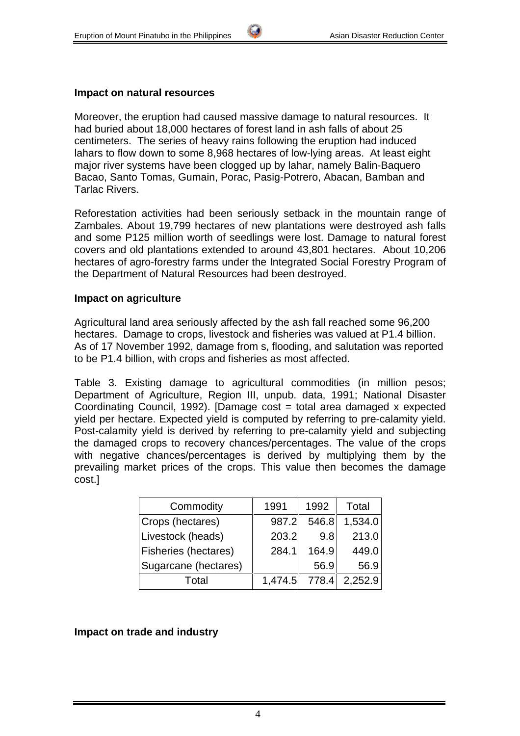**Impact on natural resources**

Moreover, the eruption had caused massive damage to natural resources. It had buried about 18,000 hectares of forest land in ash falls of about 25 centimeters. The series of heavy rains following the eruption had induced lahars to flow down to some 8,968 hectares of low-lying areas. At least eight major river systems have been clogged up by lahar, namely Balin-Baquero Bacao, Santo Tomas, Gumain, Porac, Pasig-Potrero, Abacan, Bamban and Tarlac Rivers.

Reforestation activities had been seriously setback in the mountain range of Zambales. About 19,799 hectares of new plantations were destroyed ash falls and some P125 million worth of seedlings were lost. Damage to natural forest covers and old plantations extended to around 43,801 hectares. About 10,206 hectares of agro-forestry farms under the Integrated Social Forestry Program of the Department of Natural Resources had been destroyed.

**Impact on agriculture**

Agricultural land area seriously affected by the ash fall reached some 96,200 hectares. Damage to crops, livestock and fisheries was valued at P1.4 billion. As of 17 November 1992, damage from s, flooding, and salutation was reported to be P1.4 billion, with crops and fisheries as most affected.

Table 3. Existing damage to agricultural commodities (in million pesos; Department of Agriculture, Region III, unpub. data, 1991; National Disaster Coordinating Council, 1992). [Damage cost = total area damaged x expected yield per hectare. Expected yield is computed by referring to pre-calamity yield. Post-calamity yield is derived by referring to pre-calamity yield and subjecting the damaged crops to recovery chances/percentages. The value of the crops with negative chances/percentages is derived by multiplying them by the prevailing market prices of the crops. This value then becomes the damage cost.]

| Commodity | 1991 | 1992 | Total |
|---|---|---|---|
| Crops (hectares) | 987.2 | 546.8 | 1,534.0 |
| Livestock (heads) | 203.2 | 9.8 | 213.0 |
| Fisheries (hectares) | 284.1 | 164.9 | 449.0 |
| Sugarcane (hectares) | | 56.9 | 56.9 |
| Total | 1,474.5 | 778.4 | 2,252.9 |

**Impact on trade and industry**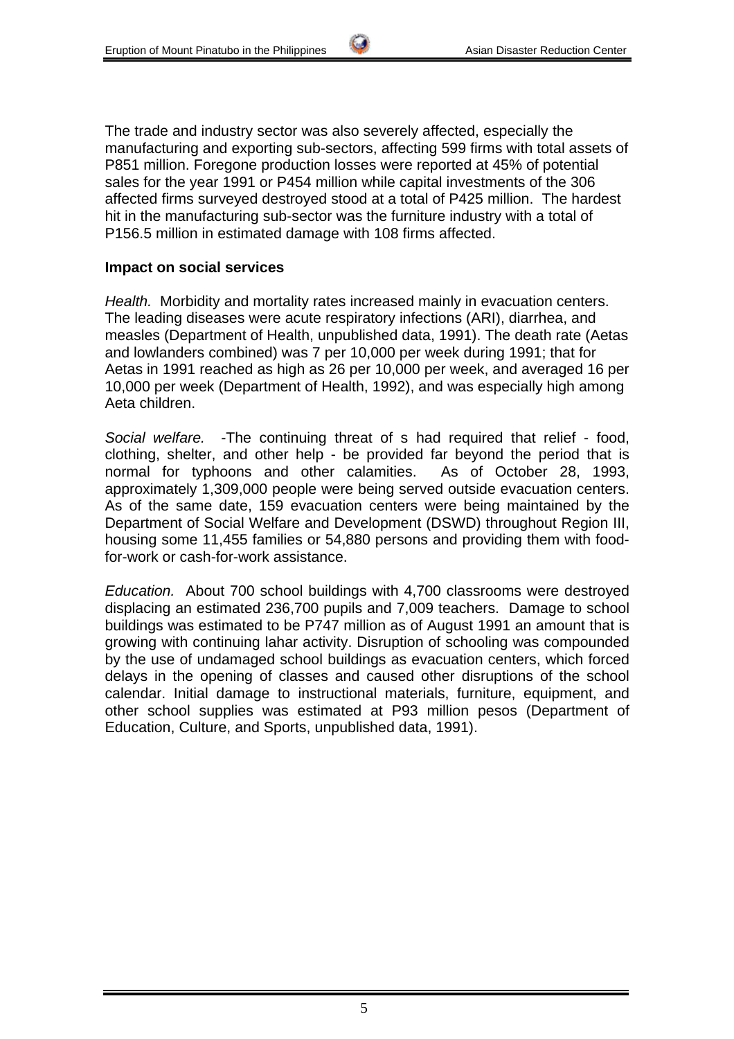The trade and industry sector was also severely affected, especially the manufacturing and exporting sub-sectors, affecting 599 firms with total assets of P851 million. Foregone production losses were reported at 45% of potential sales for the year 1991 or P454 million while capital investments of the 306 affected firms surveyed destroyed stood at a total of P425 million. The hardest hit in the manufacturing sub-sector was the furniture industry with a total of P156.5 million in estimated damage with 108 firms affected.

**Impact on social services**

*Health.* Morbidity and mortality rates increased mainly in evacuation centers. The leading diseases were acute respiratory infections (ARI), diarrhea, and measles (Department of Health, unpublished data, 1991). The death rate (Aetas and lowlanders combined) was 7 per 10,000 per week during 1991; that for Aetas in 1991 reached as high as 26 per 10,000 per week, and averaged 16 per 10,000 per week (Department of Health, 1992), and was especially high among Aeta children.

*Social welfare.* -The continuing threat of s had required that relief - food, clothing, shelter, and other help - be provided far beyond the period that is normal for typhoons and other calamities. As of October 28, 1993, approximately 1,309,000 people were being served outside evacuation centers. As of the same date, 159 evacuation centers were being maintained by the Department of Social Welfare and Development (DSWD) throughout Region III, housing some 11,455 families or 54,880 persons and providing them with food-for-work or cash-for-work assistance.

*Education.* About 700 school buildings with 4,700 classrooms were destroyed displacing an estimated 236,700 pupils and 7,009 teachers. Damage to school buildings was estimated to be P747 million as of August 1991 an amount that is growing with continuing lahar activity. Disruption of schooling was compounded by the use of undamaged school buildings as evacuation centers, which forced delays in the opening of classes and caused other disruptions of the school calendar. Initial damage to instructional materials, furniture, equipment, and other school supplies was estimated at P93 million pesos (Department of Education, Culture, and Sports, unpublished data, 1991).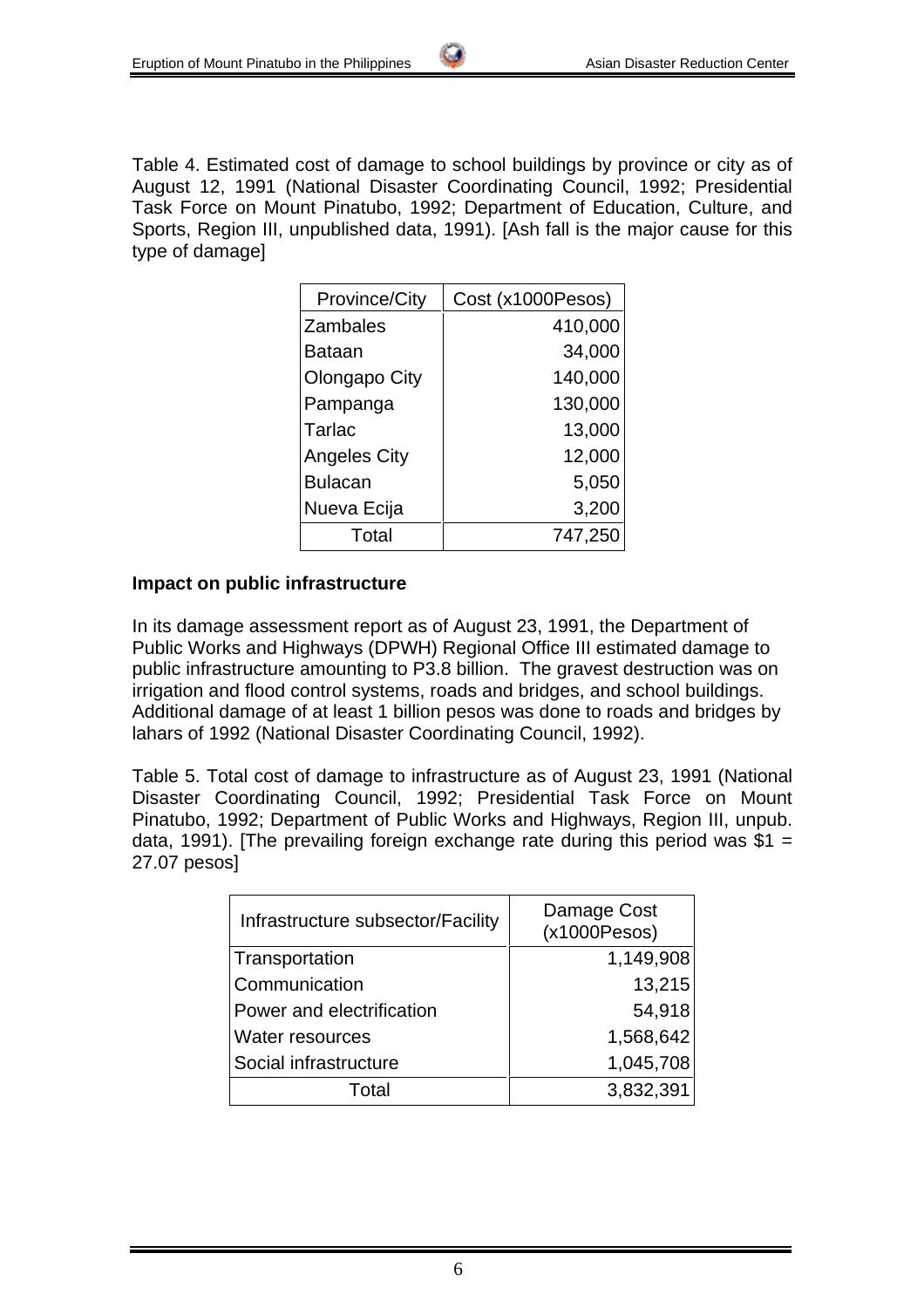Table 4. Estimated cost of damage to school buildings by province or city as of August 12, 1991 (National Disaster Coordinating Council, 1992; Presidential Task Force on Mount Pinatubo, 1992; Department of Education, Culture, and Sports, Region III, unpublished data, 1991). [Ash fall is the major cause for this type of damage]

| Province/City | Cost (x1000Pesos) |
|---|---|
| Zambales | 410,000 |
| Bataan | 34,000 |
| Olongapo City | 140,000 |
| Pampanga | 130,000 |
| Tarlac | 13,000 |
| Angeles City | 12,000 |
| Bulacan | 5,050 |
| Nueva Ecija | 3,200 |
| Total | 747,250 |

**Impact on public infrastructure**

In its damage assessment report as of August 23, 1991, the Department of Public Works and Highways (DPWH) Regional Office III estimated damage to public infrastructure amounting to P3.8 billion. The gravest destruction was on irrigation and flood control systems, roads and bridges, and school buildings. Additional damage of at least 1 billion pesos was done to roads and bridges by lahars of 1992 (National Disaster Coordinating Council, 1992).

Table 5. Total cost of damage to infrastructure as of August 23, 1991 (National Disaster Coordinating Council, 1992; Presidential Task Force on Mount Pinatubo, 1992; Department of Public Works and Highways, Region III, unpub. data, 1991). [The prevailing foreign exchange rate during this period was $1 = 27.07 pesos]

| Infrastructure subsector/Facility | Damage Cost (x1000Pesos) |
|---|---|
| Transportation | 1,149,908 |
| Communication | 13,215 |
| Power and electrification | 54,918 |
| Water resources | 1,568,642 |
| Social infrastructure | 1,045,708 |
| Total | 3,832,391 |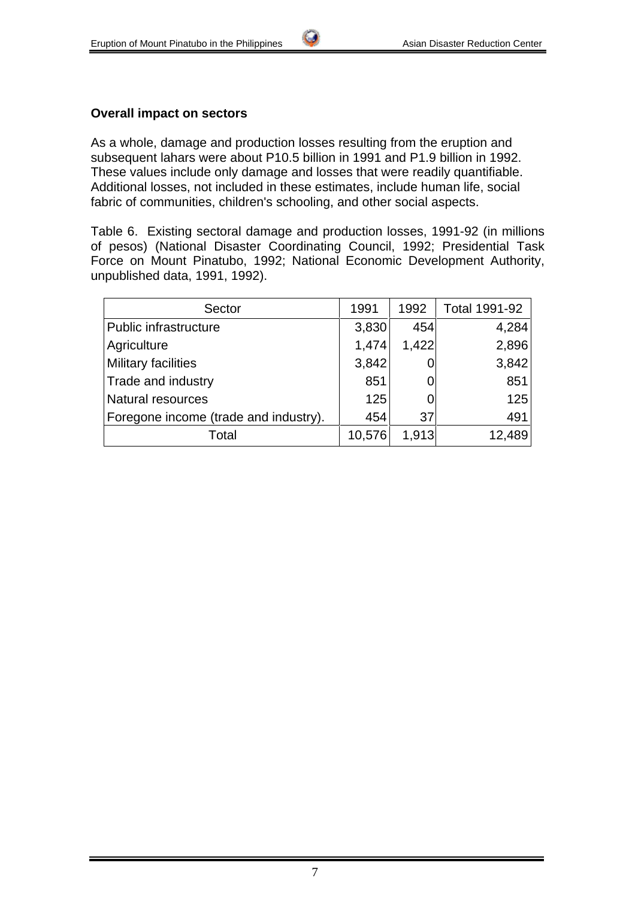### Overall impact on sectors

As a whole, damage and production losses resulting from the eruption and subsequent lahars were about P10.5 billion in 1991 and P1.9 billion in 1992. These values include only damage and losses that were readily quantifiable. Additional losses, not included in these estimates, include human life, social fabric of communities, children's schooling, and other social aspects.

Table 6. Existing sectoral damage and production losses, 1991-92 (in millions of pesos) (National Disaster Coordinating Council, 1992; Presidential Task Force on Mount Pinatubo, 1992; National Economic Development Authority, unpublished data, 1991, 1992).

| Sector | 1991 | 1992 | Total 1991-92 |
|---|---|---|---|
| Public infrastructure | 3,830 | 454 | 4,284 |
| Agriculture | 1,474 | 1,422 | 2,896 |
| Military facilities | 3,842 | 0 | 3,842 |
| Trade and industry | 851 | 0 | 851 |
| Natural resources | 125 | 0 | 125 |
| Foregone income (trade and industry). | 454 | 37 | 491 |
| Total | 10,576 | 1,913 | 12,489 |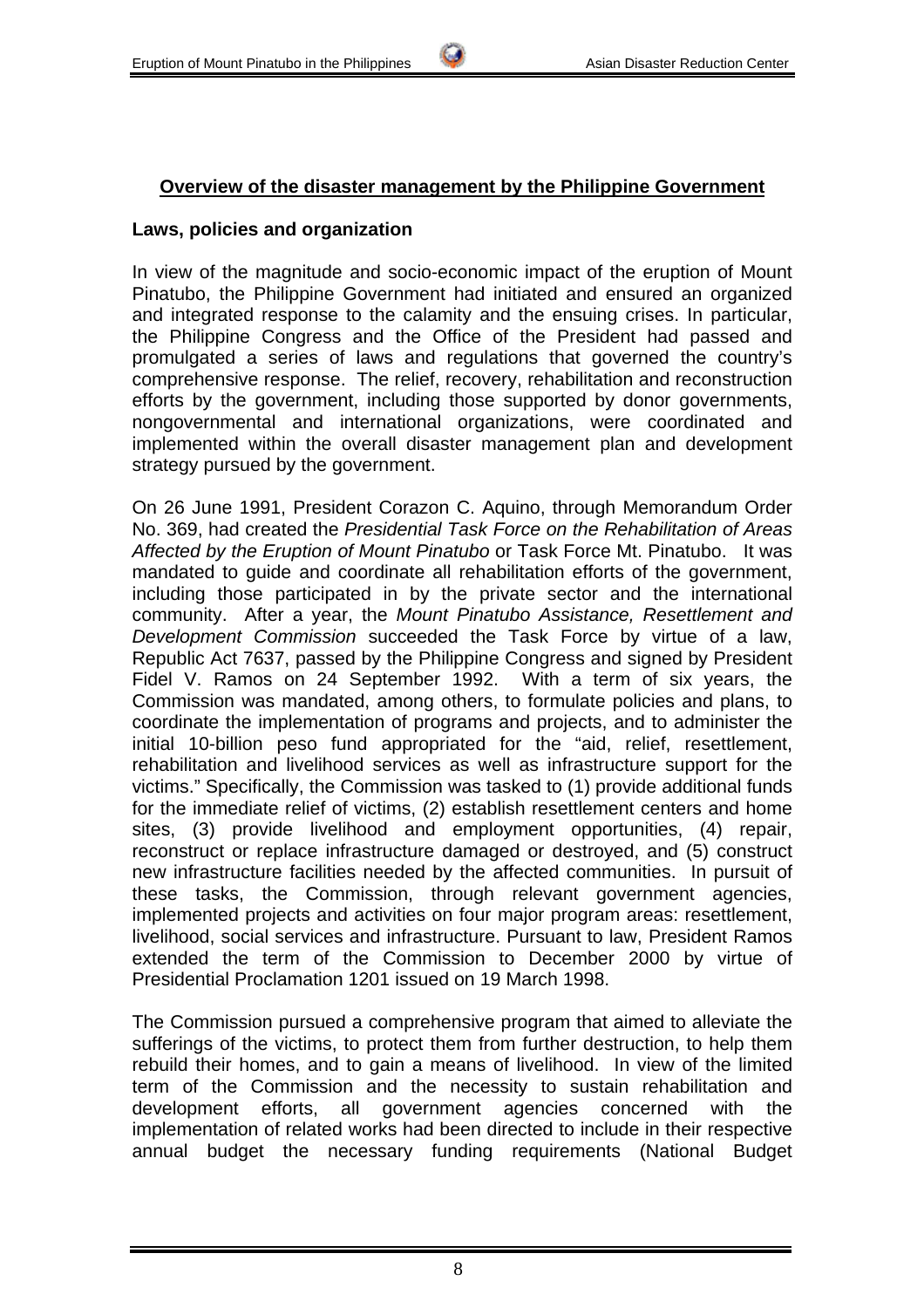## Overview of the disaster management by the Philippine Government

### Laws, policies and organization

In view of the magnitude and socio-economic impact of the eruption of Mount Pinatubo, the Philippine Government had initiated and ensured an organized and integrated response to the calamity and the ensuing crises. In particular, the Philippine Congress and the Office of the President had passed and promulgated a series of laws and regulations that governed the country's comprehensive response. The relief, recovery, rehabilitation and reconstruction efforts by the government, including those supported by donor governments, nongovernmental and international organizations, were coordinated and implemented within the overall disaster management plan and development strategy pursued by the government.

On 26 June 1991, President Corazon C. Aquino, through Memorandum Order No. 369, had created the *Presidential Task Force on the Rehabilitation of Areas Affected by the Eruption of Mount Pinatubo* or Task Force Mt. Pinatubo. It was mandated to guide and coordinate all rehabilitation efforts of the government, including those participated in by the private sector and the international community. After a year, the *Mount Pinatubo Assistance, Resettlement and Development Commission* succeeded the Task Force by virtue of a law, Republic Act 7637, passed by the Philippine Congress and signed by President Fidel V. Ramos on 24 September 1992. With a term of six years, the Commission was mandated, among others, to formulate policies and plans, to coordinate the implementation of programs and projects, and to administer the initial 10-billion peso fund appropriated for the "aid, relief, resettlement, rehabilitation and livelihood services as well as infrastructure support for the victims." Specifically, the Commission was tasked to (1) provide additional funds for the immediate relief of victims, (2) establish resettlement centers and home sites, (3) provide livelihood and employment opportunities, (4) repair, reconstruct or replace infrastructure damaged or destroyed, and (5) construct new infrastructure facilities needed by the affected communities. In pursuit of these tasks, the Commission, through relevant government agencies, implemented projects and activities on four major program areas: resettlement, livelihood, social services and infrastructure. Pursuant to law, President Ramos extended the term of the Commission to December 2000 by virtue of Presidential Proclamation 1201 issued on 19 March 1998.

The Commission pursued a comprehensive program that aimed to alleviate the sufferings of the victims, to protect them from further destruction, to help them rebuild their homes, and to gain a means of livelihood. In view of the limited term of the Commission and the necessity to sustain rehabilitation and development efforts, all government agencies concerned with the implementation of related works had been directed to include in their respective annual budget the necessary funding requirements (National Budget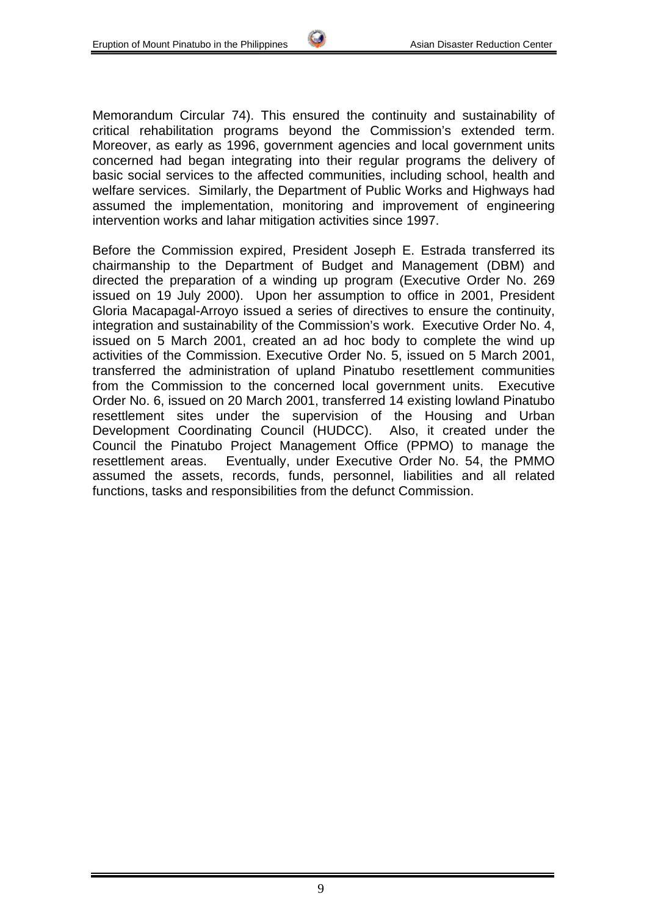Memorandum Circular 74). This ensured the continuity and sustainability of critical rehabilitation programs beyond the Commission's extended term. Moreover, as early as 1996, government agencies and local government units concerned had began integrating into their regular programs the delivery of basic social services to the affected communities, including school, health and welfare services. Similarly, the Department of Public Works and Highways had assumed the implementation, monitoring and improvement of engineering intervention works and lahar mitigation activities since 1997.

Before the Commission expired, President Joseph E. Estrada transferred its chairmanship to the Department of Budget and Management (DBM) and directed the preparation of a winding up program (Executive Order No. 269 issued on 19 July 2000). Upon her assumption to office in 2001, President Gloria Macapagal-Arroyo issued a series of directives to ensure the continuity, integration and sustainability of the Commission's work. Executive Order No. 4, issued on 5 March 2001, created an ad hoc body to complete the wind up activities of the Commission. Executive Order No. 5, issued on 5 March 2001, transferred the administration of upland Pinatubo resettlement communities from the Commission to the concerned local government units. Executive Order No. 6, issued on 20 March 2001, transferred 14 existing lowland Pinatubo resettlement sites under the supervision of the Housing and Urban Development Coordinating Council (HUDCC). Also, it created under the Council the Pinatubo Project Management Office (PPMO) to manage the resettlement areas. Eventually, under Executive Order No. 54, the PMMO assumed the assets, records, funds, personnel, liabilities and all related functions, tasks and responsibilities from the defunct Commission.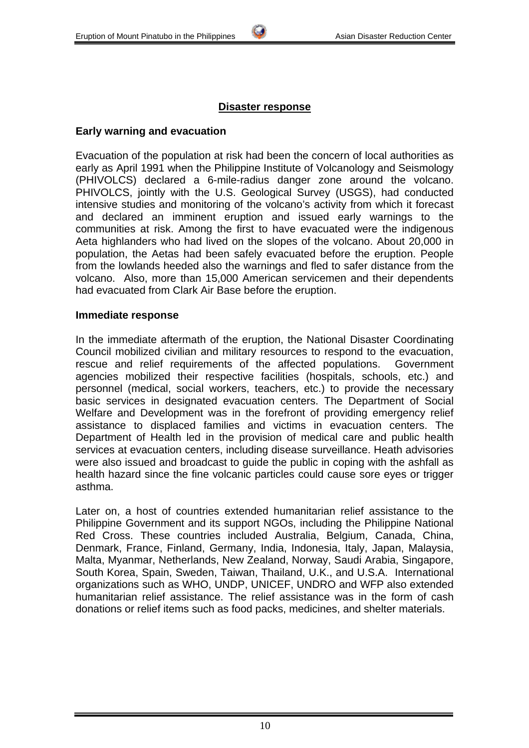## Disaster response

### Early warning and evacuation

Evacuation of the population at risk had been the concern of local authorities as early as April 1991 when the Philippine Institute of Volcanology and Seismology (PHIVOLCS) declared a 6-mile-radius danger zone around the volcano. PHIVOLCS, jointly with the U.S. Geological Survey (USGS), had conducted intensive studies and monitoring of the volcano's activity from which it forecast and declared an imminent eruption and issued early warnings to the communities at risk. Among the first to have evacuated were the indigenous Aeta highlanders who had lived on the slopes of the volcano. About 20,000 in population, the Aetas had been safely evacuated before the eruption. People from the lowlands heeded also the warnings and fled to safer distance from the volcano. Also, more than 15,000 American servicemen and their dependents had evacuated from Clark Air Base before the eruption.

### Immediate response

In the immediate aftermath of the eruption, the National Disaster Coordinating Council mobilized civilian and military resources to respond to the evacuation, rescue and relief requirements of the affected populations. Government agencies mobilized their respective facilities (hospitals, schools, etc.) and personnel (medical, social workers, teachers, etc.) to provide the necessary basic services in designated evacuation centers. The Department of Social Welfare and Development was in the forefront of providing emergency relief assistance to displaced families and victims in evacuation centers. The Department of Health led in the provision of medical care and public health services at evacuation centers, including disease surveillance. Heath advisories were also issued and broadcast to guide the public in coping with the ashfall as health hazard since the fine volcanic particles could cause sore eyes or trigger asthma.

Later on, a host of countries extended humanitarian relief assistance to the Philippine Government and its support NGOs, including the Philippine National Red Cross. These countries included Australia, Belgium, Canada, China, Denmark, France, Finland, Germany, India, Indonesia, Italy, Japan, Malaysia, Malta, Myanmar, Netherlands, New Zealand, Norway, Saudi Arabia, Singapore, South Korea, Spain, Sweden, Taiwan, Thailand, U.K., and U.S.A. International organizations such as WHO, UNDP, UNICEF, UNDRO and WFP also extended humanitarian relief assistance. The relief assistance was in the form of cash donations or relief items such as food packs, medicines, and shelter materials.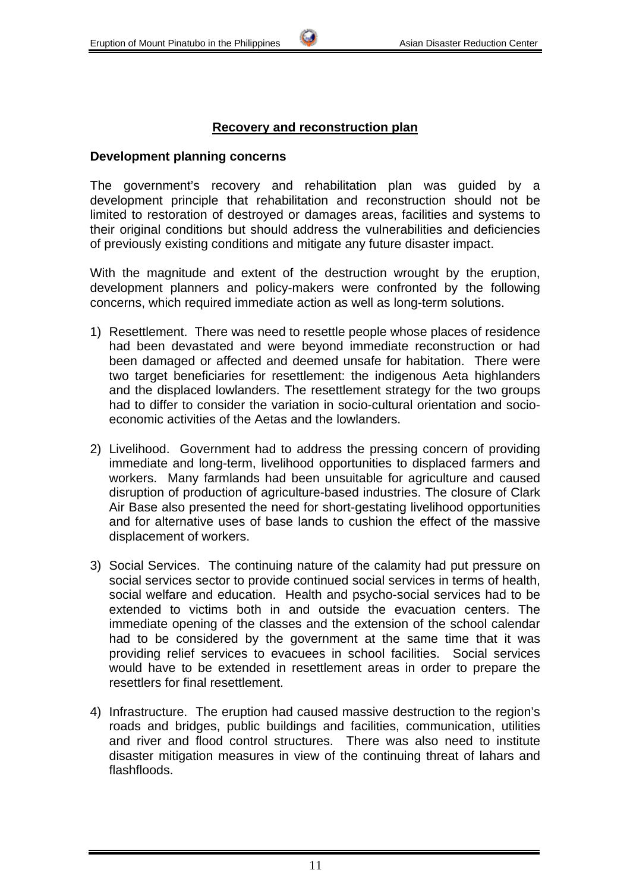## Recovery and reconstruction plan

### Development planning concerns

The government's recovery and rehabilitation plan was guided by a development principle that rehabilitation and reconstruction should not be limited to restoration of destroyed or damages areas, facilities and systems to their original conditions but should address the vulnerabilities and deficiencies of previously existing conditions and mitigate any future disaster impact.

With the magnitude and extent of the destruction wrought by the eruption, development planners and policy-makers were confronted by the following concerns, which required immediate action as well as long-term solutions.

1) Resettlement. There was need to resettle people whose places of residence had been devastated and were beyond immediate reconstruction or had been damaged or affected and deemed unsafe for habitation. There were two target beneficiaries for resettlement: the indigenous Aeta highlanders and the displaced lowlanders. The resettlement strategy for the two groups had to differ to consider the variation in socio-cultural orientation and socio-economic activities of the Aetas and the lowlanders.

2) Livelihood. Government had to address the pressing concern of providing immediate and long-term, livelihood opportunities to displaced farmers and workers. Many farmlands had been unsuitable for agriculture and caused disruption of production of agriculture-based industries. The closure of Clark Air Base also presented the need for short-gestating livelihood opportunities and for alternative uses of base lands to cushion the effect of the massive displacement of workers.

3) Social Services. The continuing nature of the calamity had put pressure on social services sector to provide continued social services in terms of health, social welfare and education. Health and psycho-social services had to be extended to victims both in and outside the evacuation centers. The immediate opening of the classes and the extension of the school calendar had to be considered by the government at the same time that it was providing relief services to evacuees in school facilities. Social services would have to be extended in resettlement areas in order to prepare the resettlers for final resettlement.

4) Infrastructure. The eruption had caused massive destruction to the region's roads and bridges, public buildings and facilities, communication, utilities and river and flood control structures. There was also need to institute disaster mitigation measures in view of the continuing threat of lahars and flashfloods.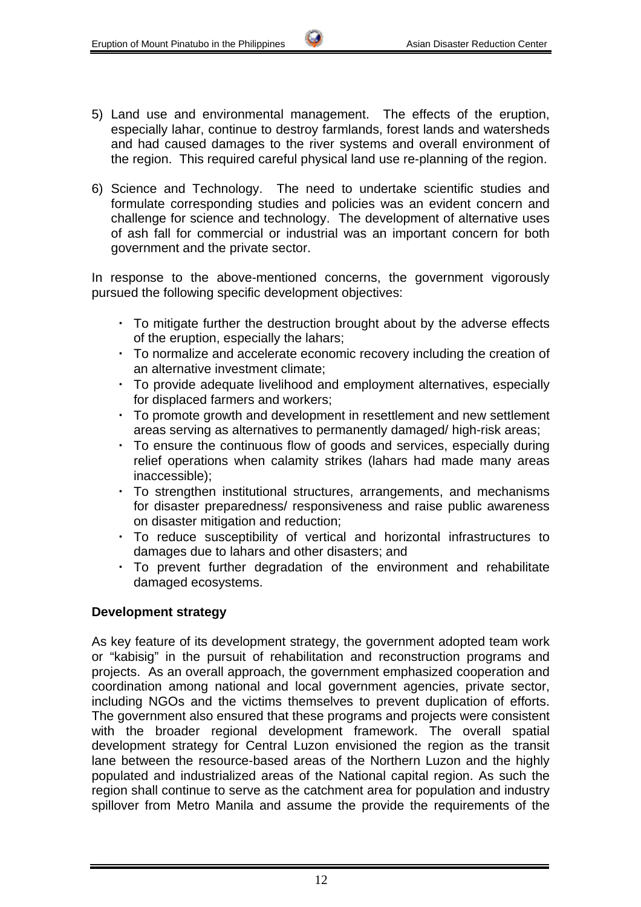5) Land use and environmental management. The effects of the eruption, especially lahar, continue to destroy farmlands, forest lands and watersheds and had caused damages to the river systems and overall environment of the region. This required careful physical land use re-planning of the region.

6) Science and Technology. The need to undertake scientific studies and formulate corresponding studies and policies was an evident concern and challenge for science and technology. The development of alternative uses of ash fall for commercial or industrial was an important concern for both government and the private sector.

In response to the above-mentioned concerns, the government vigorously pursued the following specific development objectives:

- To mitigate further the destruction brought about by the adverse effects of the eruption, especially the lahars;
- To normalize and accelerate economic recovery including the creation of an alternative investment climate;
- To provide adequate livelihood and employment alternatives, especially for displaced farmers and workers;
- To promote growth and development in resettlement and new settlement areas serving as alternatives to permanently damaged/ high-risk areas;
- To ensure the continuous flow of goods and services, especially during relief operations when calamity strikes (lahars had made many areas inaccessible);
- To strengthen institutional structures, arrangements, and mechanisms for disaster preparedness/ responsiveness and raise public awareness on disaster mitigation and reduction;
- To reduce susceptibility of vertical and horizontal infrastructures to damages due to lahars and other disasters; and
- To prevent further degradation of the environment and rehabilitate damaged ecosystems.

**Development strategy**

As key feature of its development strategy, the government adopted team work or "kabisig" in the pursuit of rehabilitation and reconstruction programs and projects. As an overall approach, the government emphasized cooperation and coordination among national and local government agencies, private sector, including NGOs and the victims themselves to prevent duplication of efforts. The government also ensured that these programs and projects were consistent with the broader regional development framework. The overall spatial development strategy for Central Luzon envisioned the region as the transit lane between the resource-based areas of the Northern Luzon and the highly populated and industrialized areas of the National capital region. As such the region shall continue to serve as the catchment area for population and industry spillover from Metro Manila and assume the provide the requirements of the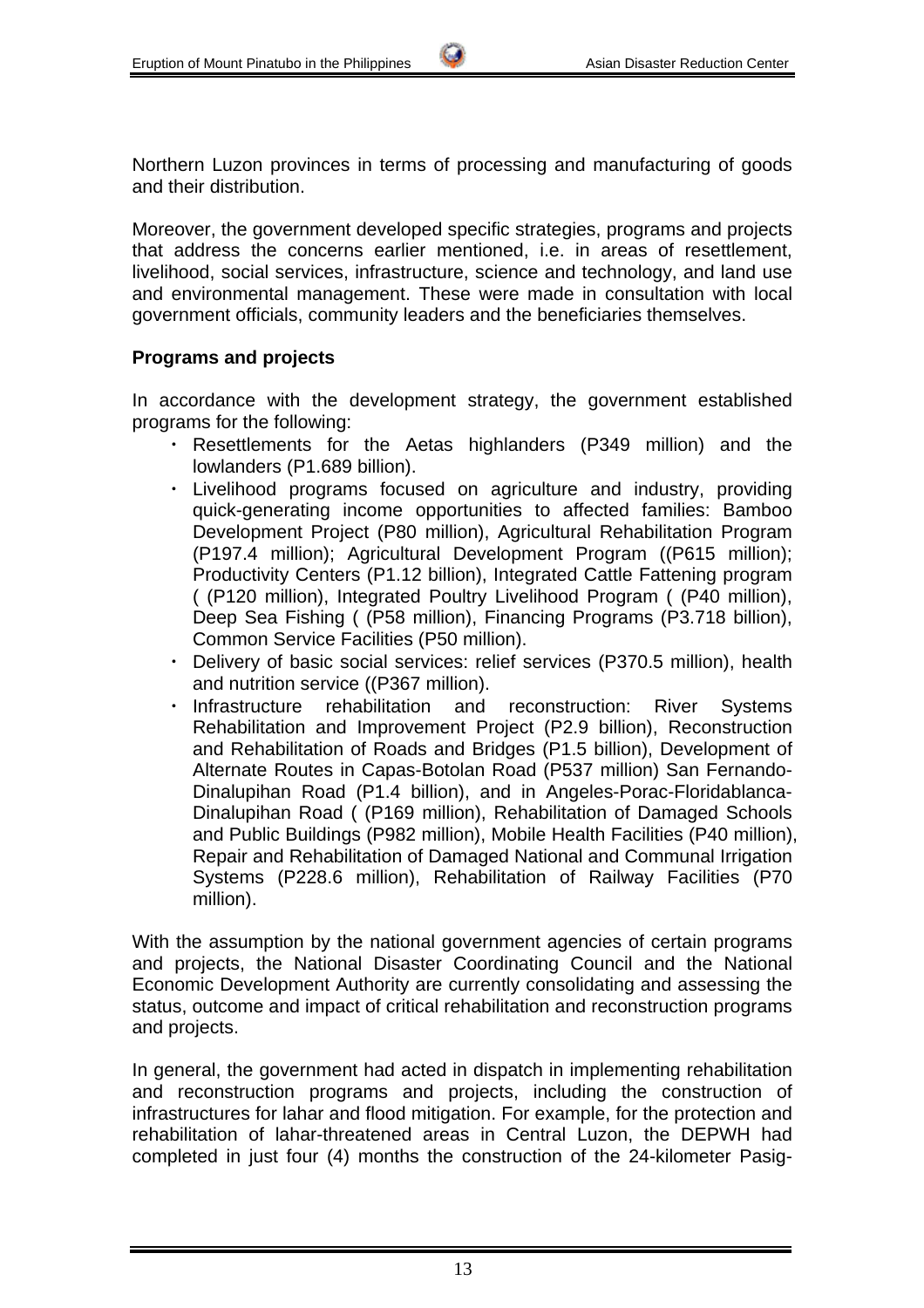Northern Luzon provinces in terms of processing and manufacturing of goods and their distribution.

Moreover, the government developed specific strategies, programs and projects that address the concerns earlier mentioned, i.e. in areas of resettlement, livelihood, social services, infrastructure, science and technology, and land use and environmental management. These were made in consultation with local government officials, community leaders and the beneficiaries themselves.

**Programs and projects**

In accordance with the development strategy, the government established programs for the following:

- Resettlements for the Aetas highlanders (P349 million) and the lowlanders (P1.689 billion).
- Livelihood programs focused on agriculture and industry, providing quick-generating income opportunities to affected families: Bamboo Development Project (P80 million), Agricultural Rehabilitation Program (P197.4 million); Agricultural Development Program ((P615 million); Productivity Centers (P1.12 billion), Integrated Cattle Fattening program ( (P120 million), Integrated Poultry Livelihood Program ( (P40 million), Deep Sea Fishing ( (P58 million), Financing Programs (P3.718 billion), Common Service Facilities (P50 million).
- Delivery of basic social services: relief services (P370.5 million), health and nutrition service ((P367 million).
- Infrastructure rehabilitation and reconstruction: River Systems Rehabilitation and Improvement Project (P2.9 billion), Reconstruction and Rehabilitation of Roads and Bridges (P1.5 billion), Development of Alternate Routes in Capas-Botolan Road (P537 million) San Fernando-Dinalupihan Road (P1.4 billion), and in Angeles-Porac-Floridablanca-Dinalupihan Road ( (P169 million), Rehabilitation of Damaged Schools and Public Buildings (P982 million), Mobile Health Facilities (P40 million), Repair and Rehabilitation of Damaged National and Communal Irrigation Systems (P228.6 million), Rehabilitation of Railway Facilities (P70 million).

With the assumption by the national government agencies of certain programs and projects, the National Disaster Coordinating Council and the National Economic Development Authority are currently consolidating and assessing the status, outcome and impact of critical rehabilitation and reconstruction programs and projects.

In general, the government had acted in dispatch in implementing rehabilitation and reconstruction programs and projects, including the construction of infrastructures for lahar and flood mitigation. For example, for the protection and rehabilitation of lahar-threatened areas in Central Luzon, the DEPWH had completed in just four (4) months the construction of the 24-kilometer Pasig-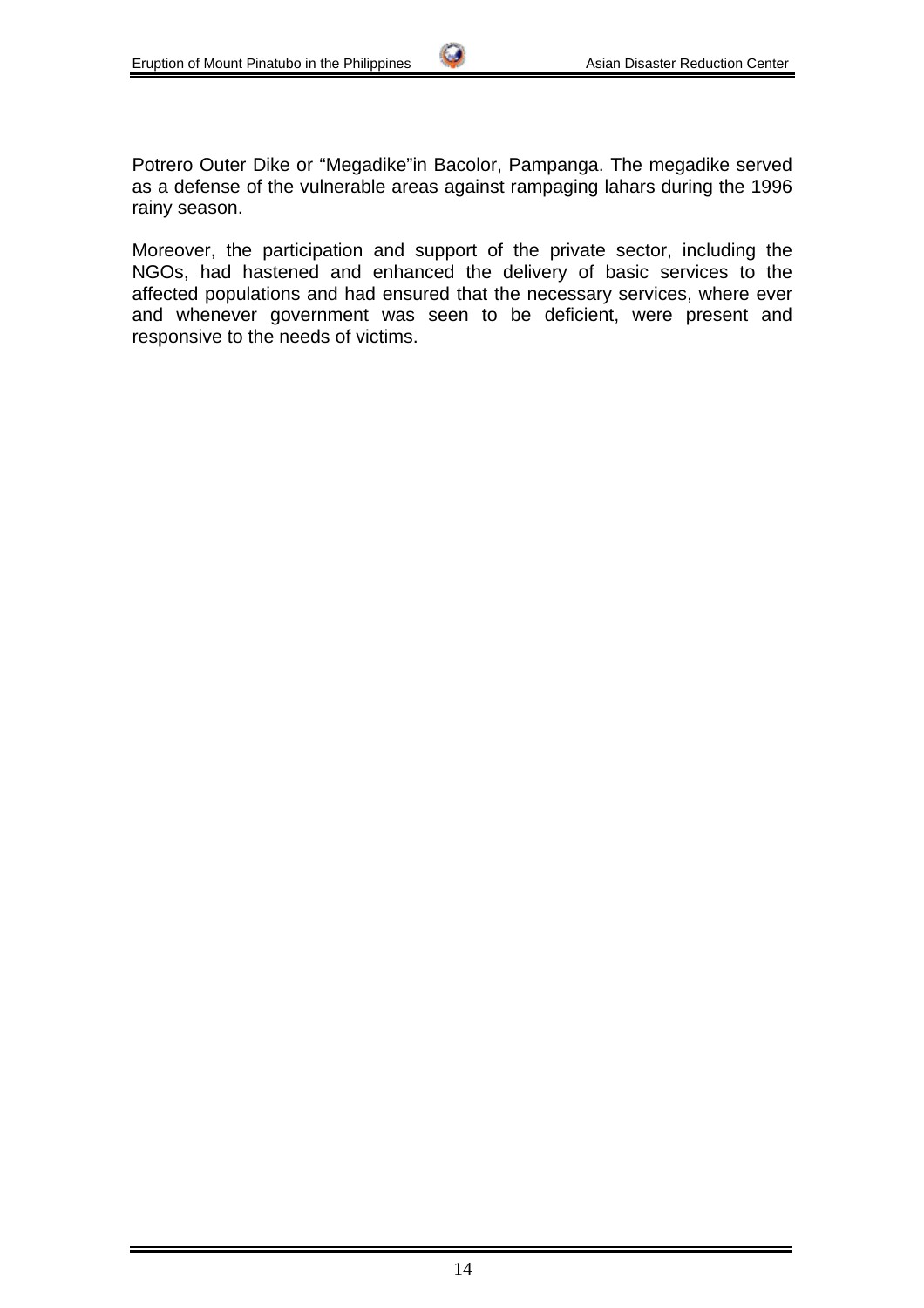Potrero Outer Dike or “Megadike”in Bacolor, Pampanga. The megadike served as a defense of the vulnerable areas against rampaging lahars during the 1996 rainy season.

Moreover, the participation and support of the private sector, including the NGOs, had hastened and enhanced the delivery of basic services to the affected populations and had ensured that the necessary services, where ever and whenever government was seen to be deficient, were present and responsive to the needs of victims.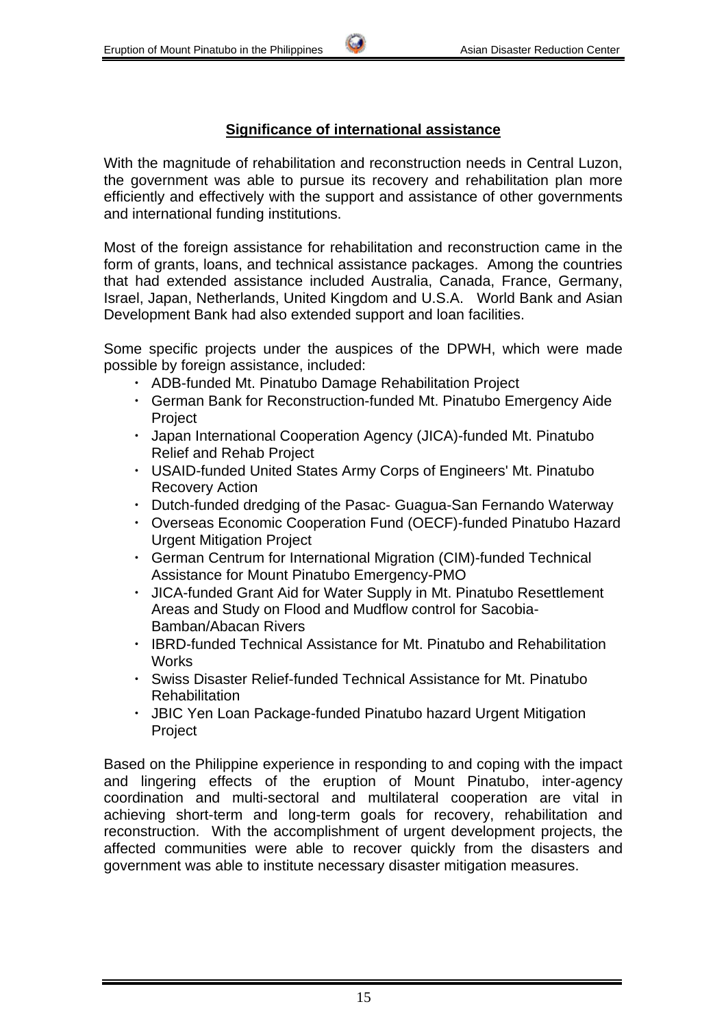## Significance of international assistance

With the magnitude of rehabilitation and reconstruction needs in Central Luzon, the government was able to pursue its recovery and rehabilitation plan more efficiently and effectively with the support and assistance of other governments and international funding institutions.

Most of the foreign assistance for rehabilitation and reconstruction came in the form of grants, loans, and technical assistance packages. Among the countries that had extended assistance included Australia, Canada, France, Germany, Israel, Japan, Netherlands, United Kingdom and U.S.A. World Bank and Asian Development Bank had also extended support and loan facilities.

Some specific projects under the auspices of the DPWH, which were made possible by foreign assistance, included:

- ADB-funded Mt. Pinatubo Damage Rehabilitation Project
- German Bank for Reconstruction-funded Mt. Pinatubo Emergency Aide Project
- Japan International Cooperation Agency (JICA)-funded Mt. Pinatubo Relief and Rehab Project
- USAID-funded United States Army Corps of Engineers' Mt. Pinatubo Recovery Action
- Dutch-funded dredging of the Pasac- Guagua-San Fernando Waterway
- Overseas Economic Cooperation Fund (OECF)-funded Pinatubo Hazard Urgent Mitigation Project
- German Centrum for International Migration (CIM)-funded Technical Assistance for Mount Pinatubo Emergency-PMO
- JICA-funded Grant Aid for Water Supply in Mt. Pinatubo Resettlement Areas and Study on Flood and Mudflow control for Sacobia-Bamban/Abacan Rivers
- IBRD-funded Technical Assistance for Mt. Pinatubo and Rehabilitation Works
- Swiss Disaster Relief-funded Technical Assistance for Mt. Pinatubo Rehabilitation
- JBIC Yen Loan Package-funded Pinatubo hazard Urgent Mitigation Project

Based on the Philippine experience in responding to and coping with the impact and lingering effects of the eruption of Mount Pinatubo, inter-agency coordination and multi-sectoral and multilateral cooperation are vital in achieving short-term and long-term goals for recovery, rehabilitation and reconstruction. With the accomplishment of urgent development projects, the affected communities were able to recover quickly from the disasters and government was able to institute necessary disaster mitigation measures.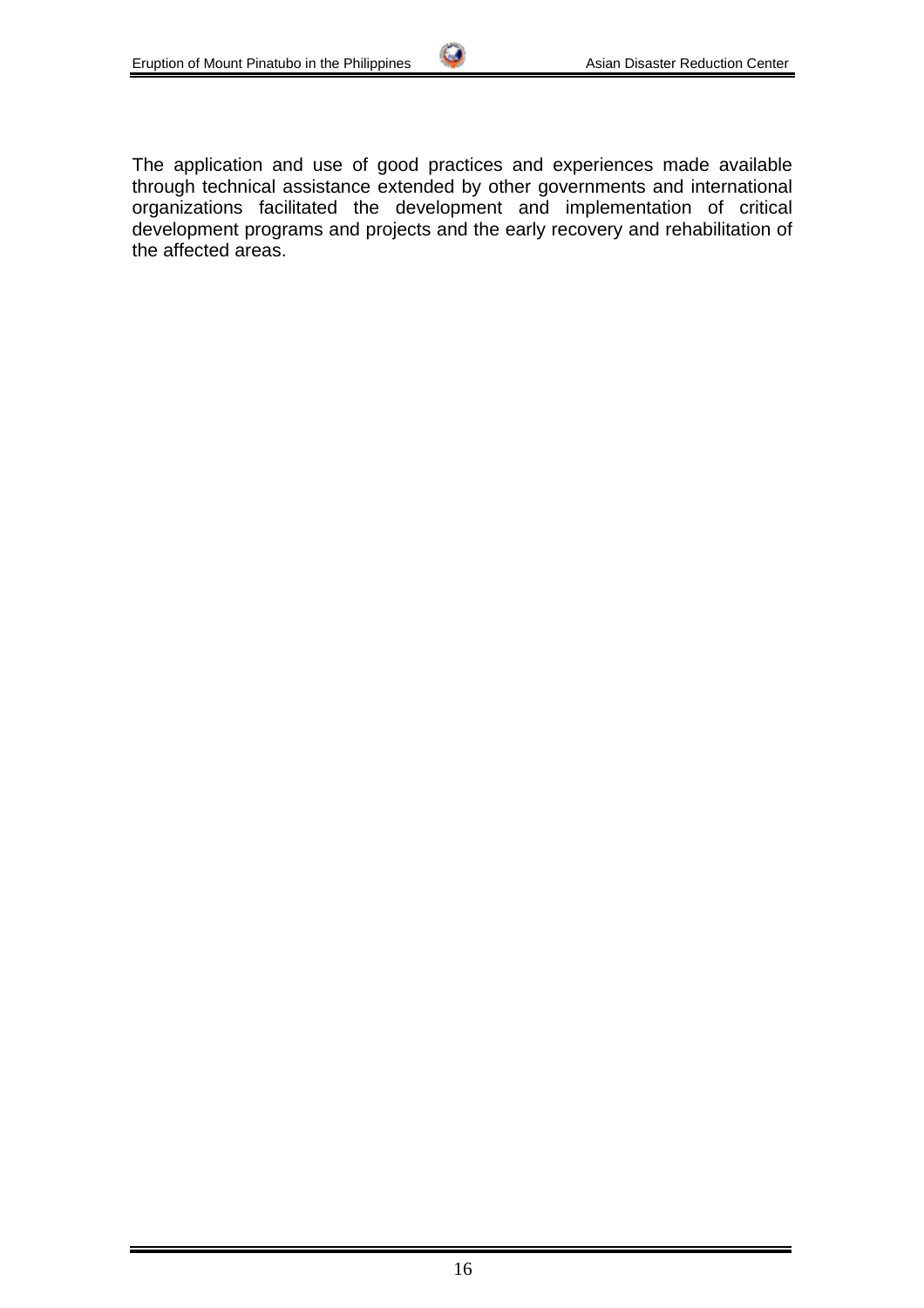The application and use of good practices and experiences made available through technical assistance extended by other governments and international organizations facilitated the development and implementation of critical development programs and projects and the early recovery and rehabilitation of the affected areas.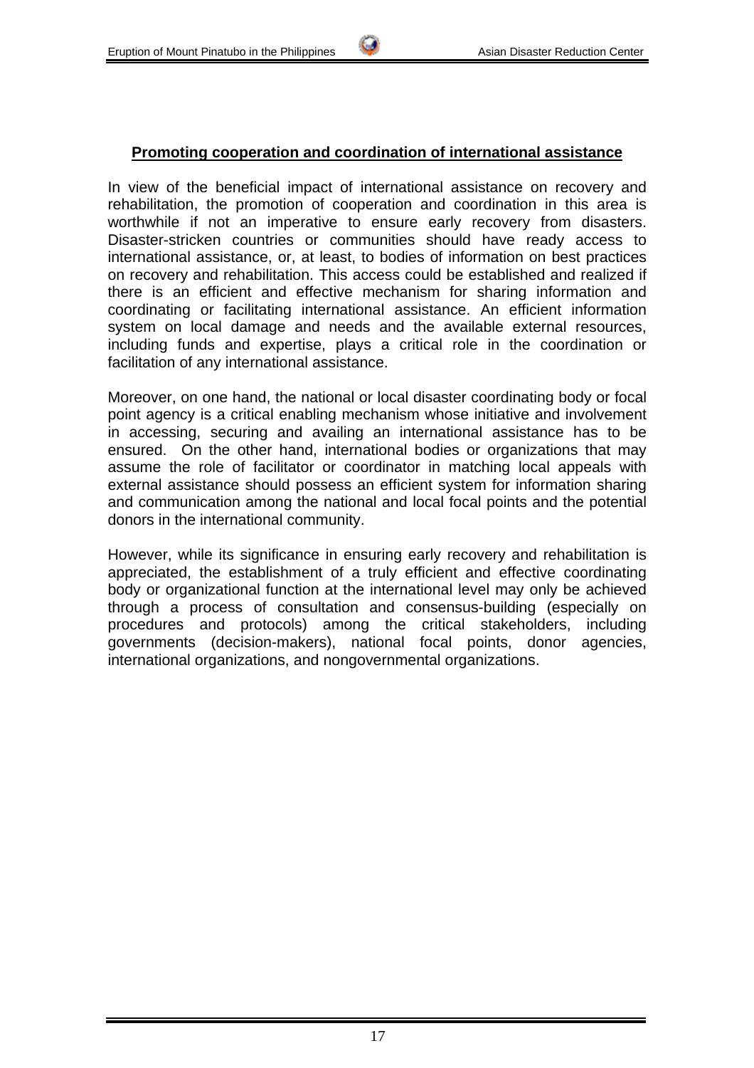**Promoting cooperation and coordination of international assistance**

In view of the beneficial impact of international assistance on recovery and rehabilitation, the promotion of cooperation and coordination in this area is worthwhile if not an imperative to ensure early recovery from disasters. Disaster-stricken countries or communities should have ready access to international assistance, or, at least, to bodies of information on best practices on recovery and rehabilitation. This access could be established and realized if there is an efficient and effective mechanism for sharing information and coordinating or facilitating international assistance. An efficient information system on local damage and needs and the available external resources, including funds and expertise, plays a critical role in the coordination or facilitation of any international assistance.

Moreover, on one hand, the national or local disaster coordinating body or focal point agency is a critical enabling mechanism whose initiative and involvement in accessing, securing and availing an international assistance has to be ensured. On the other hand, international bodies or organizations that may assume the role of facilitator or coordinator in matching local appeals with external assistance should possess an efficient system for information sharing and communication among the national and local focal points and the potential donors in the international community.

However, while its significance in ensuring early recovery and rehabilitation is appreciated, the establishment of a truly efficient and effective coordinating body or organizational function at the international level may only be achieved through a process of consultation and consensus-building (especially on procedures and protocols) among the critical stakeholders, including governments (decision-makers), national focal points, donor agencies, international organizations, and nongovernmental organizations.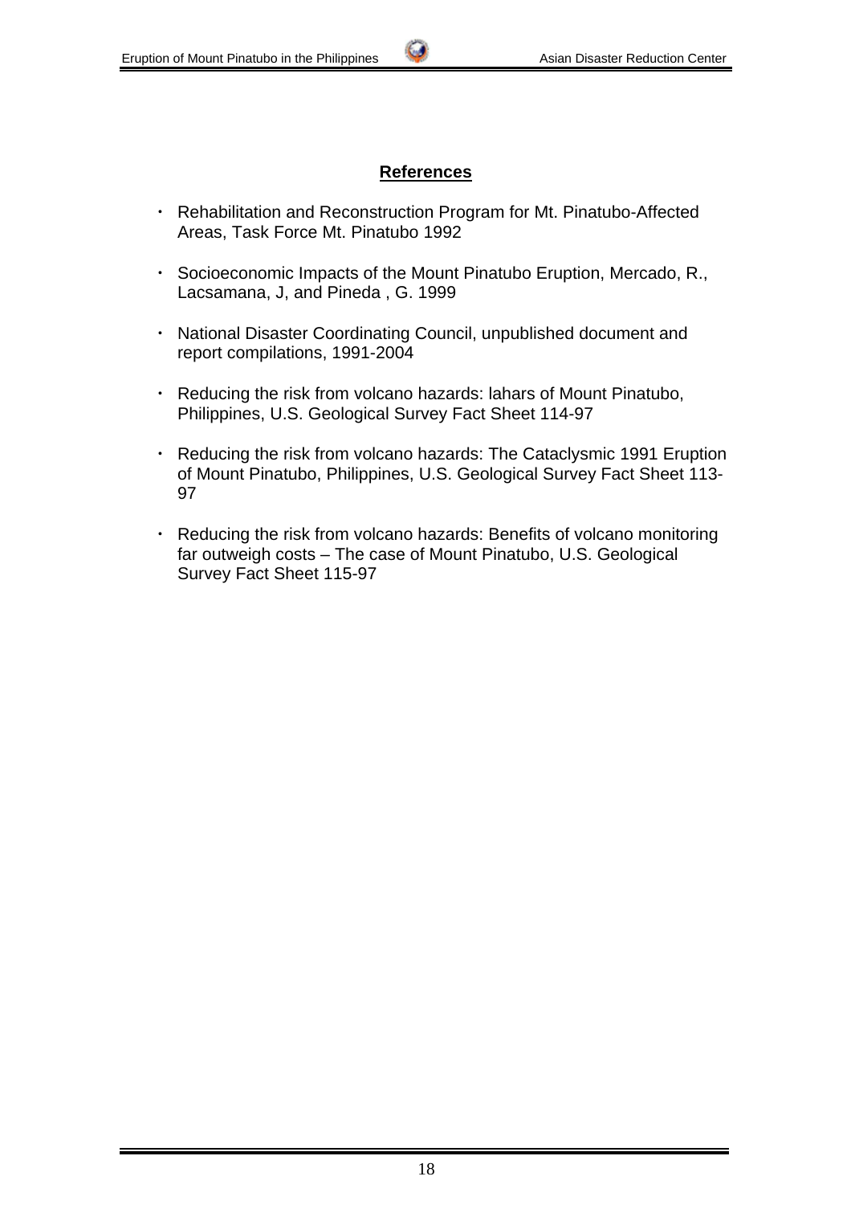## References

- Rehabilitation and Reconstruction Program for Mt. Pinatubo-Affected Areas, Task Force Mt. Pinatubo 1992

- Socioeconomic Impacts of the Mount Pinatubo Eruption, Mercado, R., Lacsamana, J, and Pineda , G. 1999

- National Disaster Coordinating Council, unpublished document and report compilations, 1991-2004

- Reducing the risk from volcano hazards: lahars of Mount Pinatubo, Philippines, U.S. Geological Survey Fact Sheet 114-97

- Reducing the risk from volcano hazards: The Cataclysmic 1991 Eruption of Mount Pinatubo, Philippines, U.S. Geological Survey Fact Sheet 113-97

- Reducing the risk from volcano hazards: Benefits of volcano monitoring far outweigh costs – The case of Mount Pinatubo, U.S. Geological Survey Fact Sheet 115-97